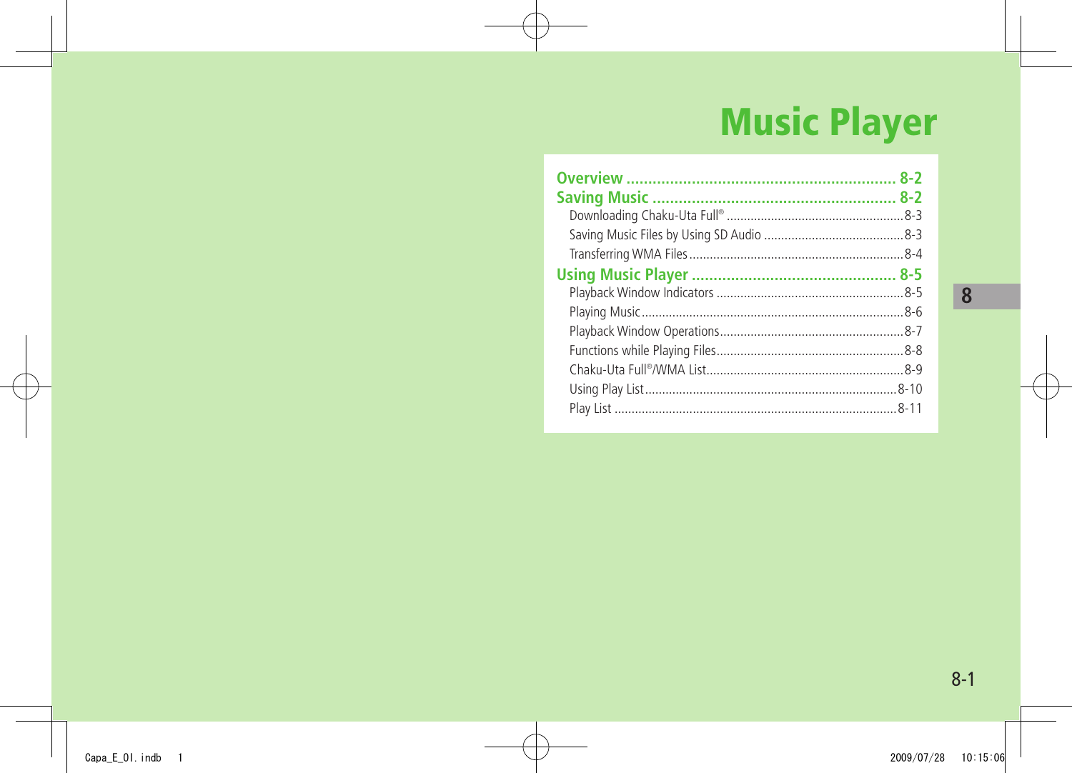# Music Player

**Overview .............................................................. 8-2**

**Saving Music ........................................................ 8-2**

- Downloading Chaku-Uta Full® ...................................................8-3
- Saving Music Files by Using SD Audio .........................................8-3
- Transferring WMA Files...............................................................8-4

**Using Music Player ............................................... 8-5**

- Playback Window Indicators .......................................................8-5
- Playing Music............................................................................8-6
- Playback Window Operations.....................................................8-7
- Functions while Playing Files......................................................8-8
- Chaku-Uta Full®/WMA List.........................................................8-9
- Using Play List.........................................................................8-10
- Play List .................................................................................8-11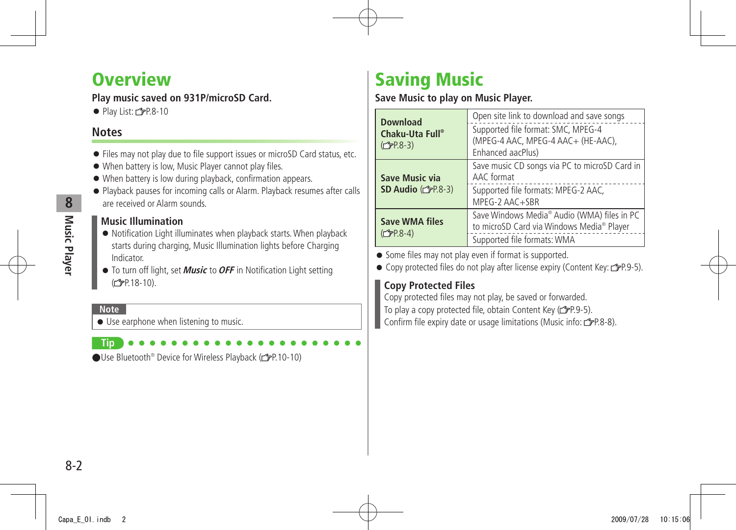# Overview

**Play music saved on 931P/microSD Card.**

- Play List: ☞P.8-10

## Notes

- Files may not play due to file support issues or microSD Card status, etc.
- When battery is low, Music Player cannot play files.
- When battery is low during playback, confirmation appears.
- Playback pauses for incoming calls or Alarm. Playback resumes after calls are received or Alarm sounds.

### Music Illumination

- Notification Light illuminates when playback starts. When playback starts during charging, Music Illumination lights before Charging Indicator.
- To turn off light, set ***Music*** to ***OFF*** in Notification Light setting (☞P.18-10).

**Note**

- Use earphone when listening to music.

**Tip**

- Use Bluetooth® Device for Wireless Playback (☞P.10-10)

# Saving Music

**Save Music to play on Music Player.**

| | |
|---|---|
| **Download Chaku-Uta Full®** (☞P.8-3) | Open site link to download and save songs<br>Supported file format: SMC, MPEG-4 (MPEG-4 AAC, MPEG-4 AAC+ (HE-AAC), Enhanced aacPlus) |
| **Save Music via SD Audio** (☞P.8-3) | Save music CD songs via PC to microSD Card in AAC format<br>Supported file formats: MPEG-2 AAC, MPEG-2 AAC+SBR |
| **Save WMA files** (☞P.8-4) | Save Windows Media® Audio (WMA) files in PC to microSD Card via Windows Media® Player<br>Supported file formats: WMA |

- Some files may not play even if format is supported.
- Copy protected files do not play after license expiry (Content Key: ☞P.9-5).

### Copy Protected Files

Copy protected files may not play, be saved or forwarded.
To play a copy protected file, obtain Content Key (☞P.9-5).
Confirm file expiry date or usage limitations (Music info: ☞P.8-8).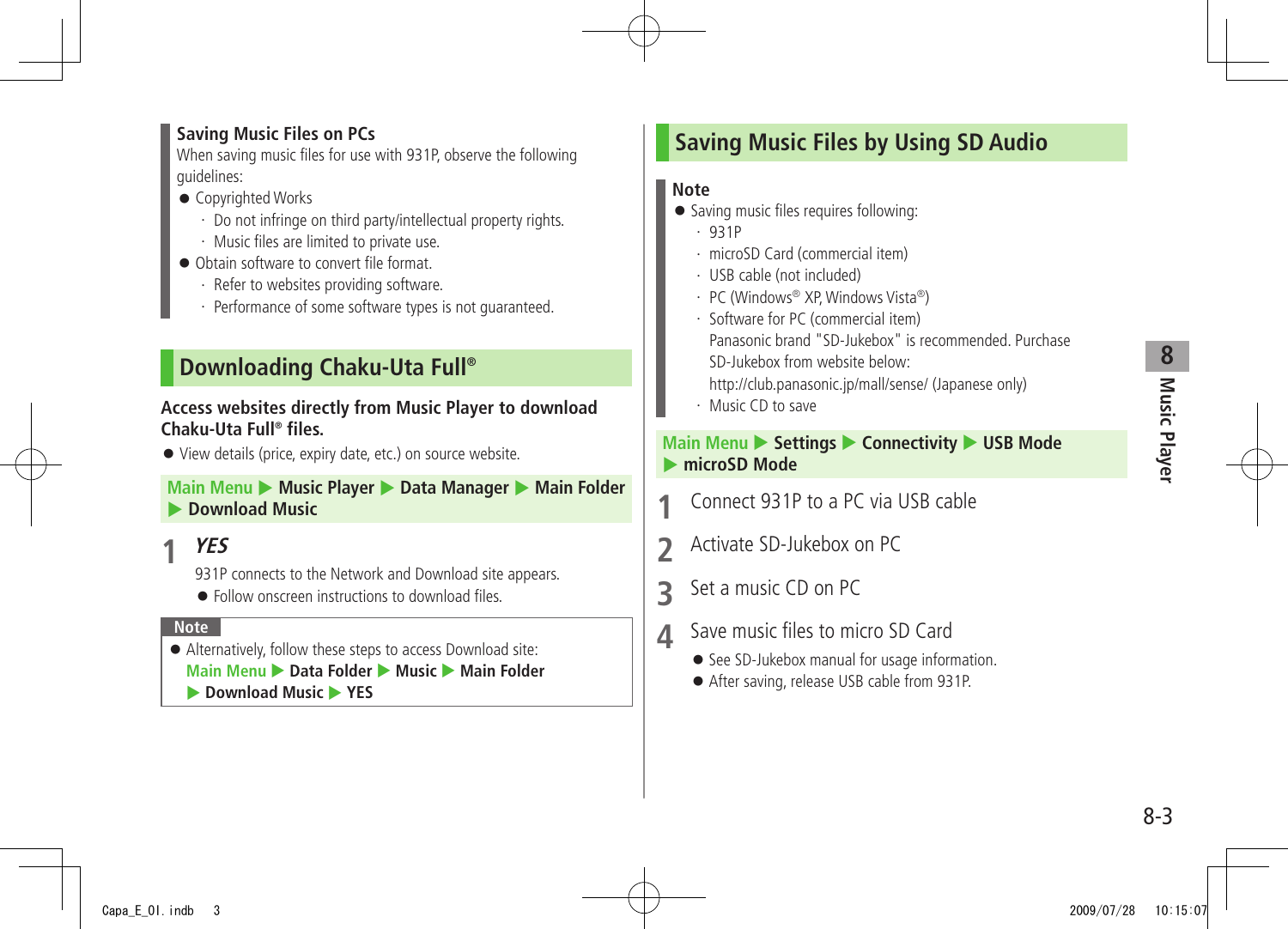**Saving Music Files on PCs**

When saving music files for use with 931P, observe the following guidelines:

- Copyrighted Works
  - · Do not infringe on third party/intellectual property rights.
  - · Music files are limited to private use.
- Obtain software to convert file format.
  - · Refer to websites providing software.
  - · Performance of some software types is not guaranteed.

## Downloading Chaku-Uta Full®

**Access websites directly from Music Player to download Chaku-Uta Full® files.**

- View details (price, expiry date, etc.) on source website.

**Main Menu ▶ Music Player ▶ Data Manager ▶ Main Folder ▶ Download Music**

**1** ***YES***

931P connects to the Network and Download site appears.

- Follow onscreen instructions to download files.

**Note**

- Alternatively, follow these steps to access Download site:
  **Main Menu ▶ Data Folder ▶ Music ▶ Main Folder ▶ Download Music ▶ YES**

## Saving Music Files by Using SD Audio

**Note**

- Saving music files requires following:
  - · 931P
  - · microSD Card (commercial item)
  - · USB cable (not included)
  - · PC (Windows® XP, Windows Vista®)
  - · Software for PC (commercial item)
    Panasonic brand "SD-Jukebox" is recommended. Purchase SD-Jukebox from website below:
    http://club.panasonic.jp/mall/sense/ (Japanese only)
  - · Music CD to save

**Main Menu ▶ Settings ▶ Connectivity ▶ USB Mode ▶ microSD Mode**

**1** Connect 931P to a PC via USB cable

**2** Activate SD-Jukebox on PC

**3** Set a music CD on PC

**4** Save music files to micro SD Card

- See SD-Jukebox manual for usage information.
- After saving, release USB cable from 931P.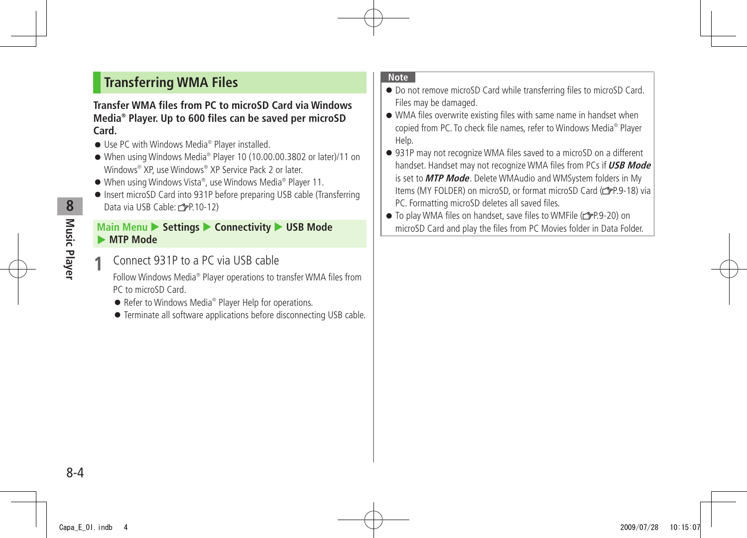## Transferring WMA Files

**Transfer WMA files from PC to microSD Card via Windows Media® Player. Up to 600 files can be saved per microSD Card.**

- Use PC with Windows Media® Player installed.
- When using Windows Media® Player 10 (10.00.00.3802 or later)/11 on Windows® XP, use Windows® XP Service Pack 2 or later.
- When using Windows Vista®, use Windows Media® Player 11.
- Insert microSD Card into 931P before preparing USB cable (Transferring Data via USB Cable: ☞P.10-12)

**Main Menu ▶ Settings ▶ Connectivity ▶ USB Mode ▶ MTP Mode**

**1** Connect 931P to a PC via USB cable

Follow Windows Media® Player operations to transfer WMA files from PC to microSD Card.

- Refer to Windows Media® Player Help for operations.
- Terminate all software applications before disconnecting USB cable.

**Note**

- Do not remove microSD Card while transferring files to microSD Card. Files may be damaged.
- WMA files overwrite existing files with same name in handset when copied from PC. To check file names, refer to Windows Media® Player Help.
- 931P may not recognize WMA files saved to a microSD on a different handset. Handset may not recognize WMA files from PCs if ***USB Mode*** is set to ***MTP Mode***. Delete WMAudio and WMSystem folders in My Items (MY FOLDER) on microSD, or format microSD Card (☞P.9-18) via PC. Formatting microSD deletes all saved files.
- To play WMA files on handset, save files to WMFile (☞P.9-20) on microSD Card and play the files from PC Movies folder in Data Folder.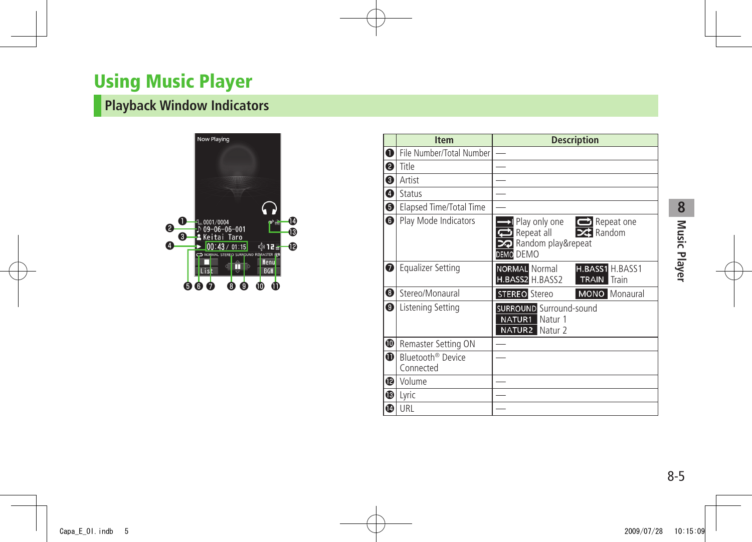# Using Music Player

## Playback Window Indicators

| | Item | Description |
|---|---|---|
| ❶ | File Number/Total Number | — |
| ❷ | Title | — |
| ❸ | Artist | — |
| ❹ | Status | — |
| ❺ | Elapsed Time/Total Time | — |
| ❻ | Play Mode Indicators | Play only one, Repeat one, Repeat all, Random, Random play&repeat, DEMO DEMO |
| ❼ | Equalizer Setting | NORMAL Normal, H.BASS1 H.BASS1, H.BASS2 H.BASS2, TRAIN Train |
| ❽ | Stereo/Monaural | STEREO Stereo, MONO Monaural |
| ❾ | Listening Setting | SURROUND Surround-sound, NATUR1 Natur 1, NATUR2 Natur 2 |
| ❿ | Remaster Setting ON | — |
| ⓫ | Bluetooth® Device Connected | — |
| ⓬ | Volume | — |
| ⓭ | Lyric | — |
| ⓮ | URL | — |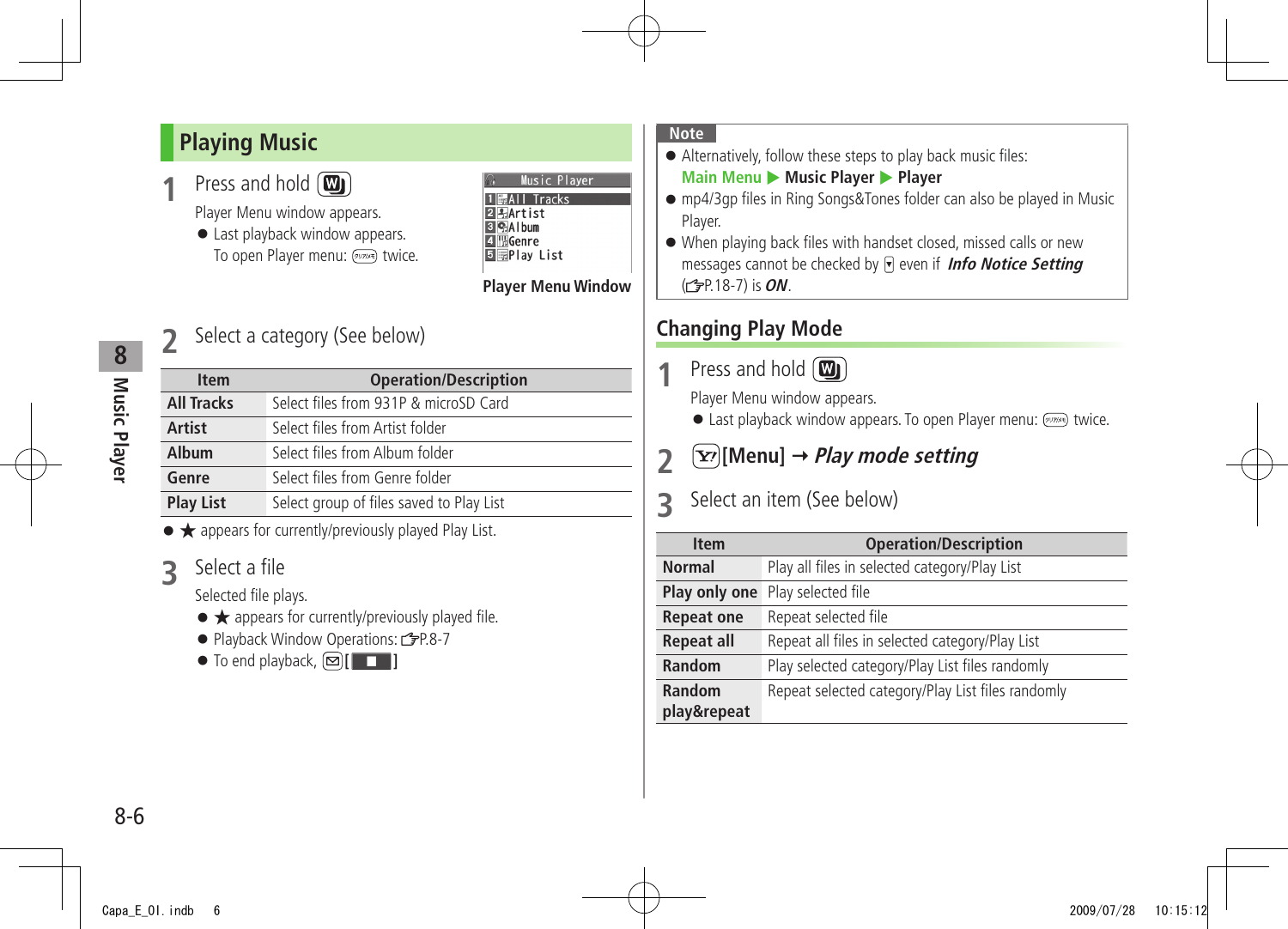## Playing Music

**1** Press and hold [W]

Player Menu window appears.

- Last playback window appears. To open Player menu: [クリア/メモ] twice.

Music Player
1 All Tracks
2 Artist
3 Album
4 Genre
5 Play List

**Player Menu Window**

**2** Select a category (See below)

| Item | Operation/Description |
|---|---|
| **All Tracks** | Select files from 931P & microSD Card |
| **Artist** | Select files from Artist folder |
| **Album** | Select files from Album folder |
| **Genre** | Select files from Genre folder |
| **Play List** | Select group of files saved to Play List |

- ★ appears for currently/previously played Play List.

**3** Select a file

Selected file plays.

- ★ appears for currently/previously played file.
- Playback Window Operations: ☞P.8-7
- To end playback, [✉][ ■ ]

**Note**

- Alternatively, follow these steps to play back music files: **Main Menu ▶ Music Player ▶ Player**
- mp4/3gp files in Ring Songs&Tones folder can also be played in Music Player.
- When playing back files with handset closed, missed calls or new messages cannot be checked by [▾] even if ***Info Notice Setting*** (☞P.18-7) is ***ON***.

## Changing Play Mode

**1** Press and hold [W]

Player Menu window appears.

- Last playback window appears. To open Player menu: [クリア/メモ] twice.

**2** [Y!]**[Menu]** → ***Play mode setting***

**3** Select an item (See below)

| Item | Operation/Description |
|---|---|
| **Normal** | Play all files in selected category/Play List |
| **Play only one** | Play selected file |
| **Repeat one** | Repeat selected file |
| **Repeat all** | Repeat all files in selected category/Play List |
| **Random** | Play selected category/Play List files randomly |
| **Random play&repeat** | Repeat selected category/Play List files randomly |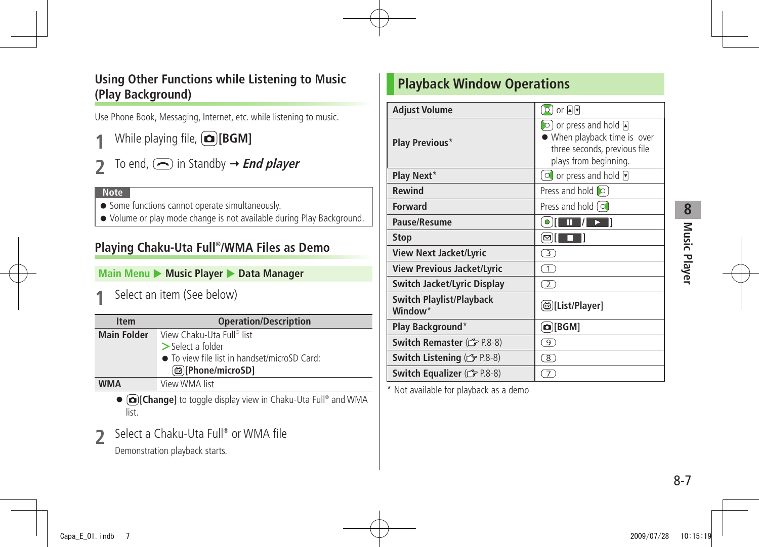## Using Other Functions while Listening to Music (Play Background)

Use Phone Book, Messaging, Internet, etc. while listening to music.

**1** While playing file, [BGM]

**2** To end, in Standby → *End player*

**Note**

- Some functions cannot operate simultaneously.
- Volume or play mode change is not available during Play Background.

## Playing Chaku-Uta Full®/WMA Files as Demo

**Main Menu ▶ Music Player ▶ Data Manager**

**1** Select an item (See below)

| Item | Operation/Description |
|---|---|
| **Main Folder** | View Chaku-Uta Full® list<br>> Select a folder<br>● To view file list in handset/microSD Card: **[Phone/microSD]** |
| **WMA** | View WMA list |

- **[Change]** to toggle display view in Chaku-Uta Full® and WMA list.

**2** Select a Chaku-Uta Full® or WMA file

Demonstration playback starts.

## Playback Window Operations

| | |
|---|---|
| **Adjust Volume** | or ▲▼ |
| **Play Previous*** | or press and hold ▲<br>● When playback time is over three seconds, previous file plays from beginning. |
| **Play Next*** | or press and hold ▼ |
| **Rewind** | Press and hold |
| **Forward** | Press and hold |
| **Pause/Resume** | [ ‖ / ▶ ] |
| **Stop** | [ ■ ] |
| **View Next Jacket/Lyric** | 3 |
| **View Previous Jacket/Lyric** | 1 |
| **Switch Jacket/Lyric Display** | 2 |
| **Switch Playlist/Playback Window*** | **[List/Player]** |
| **Play Background*** | **[BGM]** |
| **Switch Remaster** (☞P.8-8) | 9 |
| **Switch Listening** (☞P.8-8) | 8 |
| **Switch Equalizer** (☞P.8-8) | 7 |

\* Not available for playback as a demo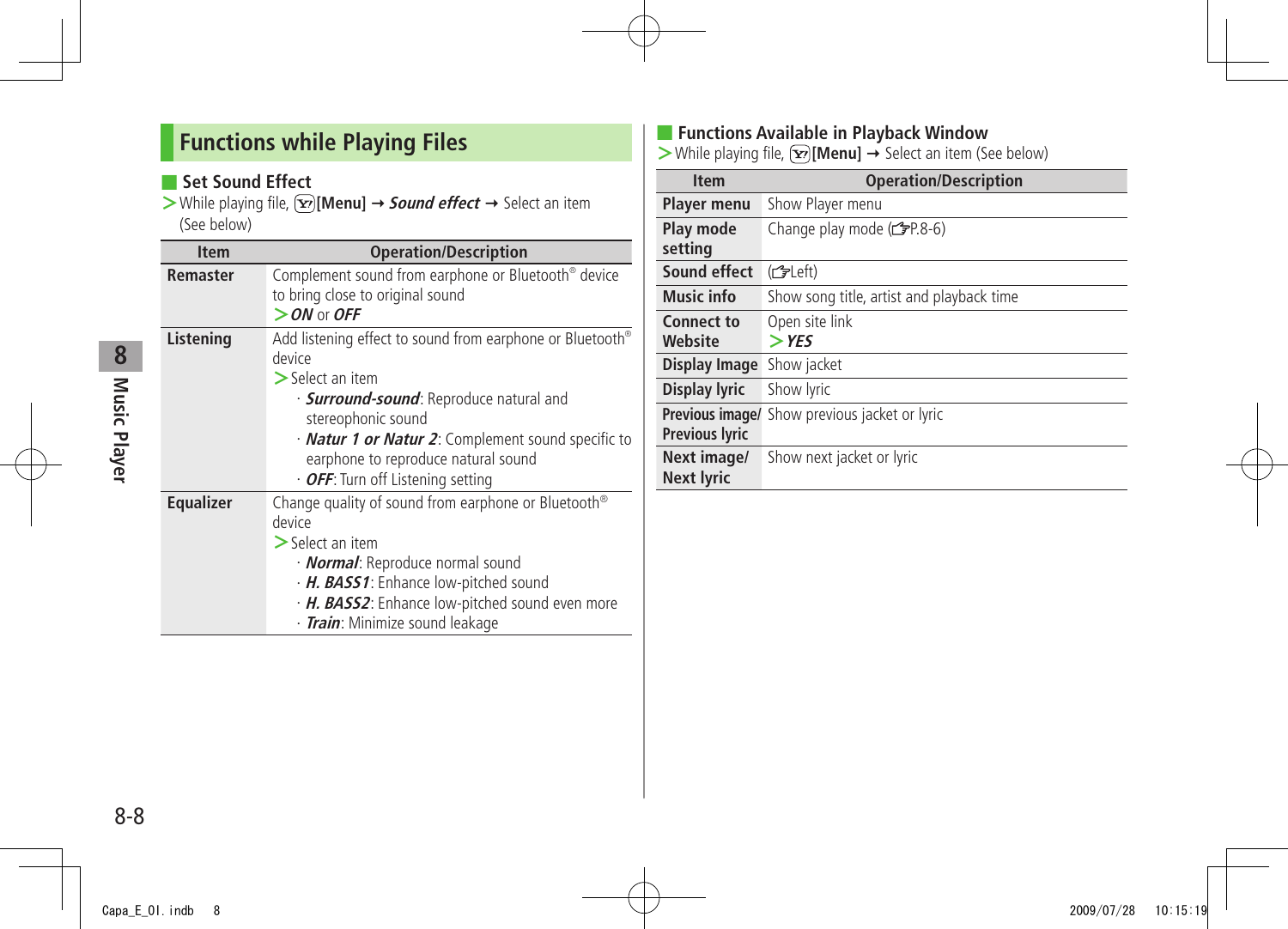# Functions while Playing Files

## Set Sound Effect

> While playing file, [Menu] → ***Sound effect*** → Select an item (See below)

| Item | Operation/Description |
| --- | --- |
| **Remaster** | Complement sound from earphone or Bluetooth® device to bring close to original sound<br>> ***ON*** or ***OFF*** |
| **Listening** | Add listening effect to sound from earphone or Bluetooth® device<br>> Select an item<br>· ***Surround-sound***: Reproduce natural and stereophonic sound<br>· ***Natur 1 or Natur 2***: Complement sound specific to earphone to reproduce natural sound<br>· ***OFF***: Turn off Listening setting |
| **Equalizer** | Change quality of sound from earphone or Bluetooth® device<br>> Select an item<br>· ***Normal***: Reproduce normal sound<br>· ***H. BASS1***: Enhance low-pitched sound<br>· ***H. BASS2***: Enhance low-pitched sound even more<br>· ***Train***: Minimize sound leakage |

## Functions Available in Playback Window

> While playing file, [Menu] → Select an item (See below)

| Item | Operation/Description |
| --- | --- |
| **Player menu** | Show Player menu |
| **Play mode setting** | Change play mode (☞P.8-6) |
| **Sound effect** | (☞Left) |
| **Music info** | Show song title, artist and playback time |
| **Connect to Website** | Open site link<br>> ***YES*** |
| **Display Image** | Show jacket |
| **Display lyric** | Show lyric |
| **Previous image/ Previous lyric** | Show previous jacket or lyric |
| **Next image/ Next lyric** | Show next jacket or lyric |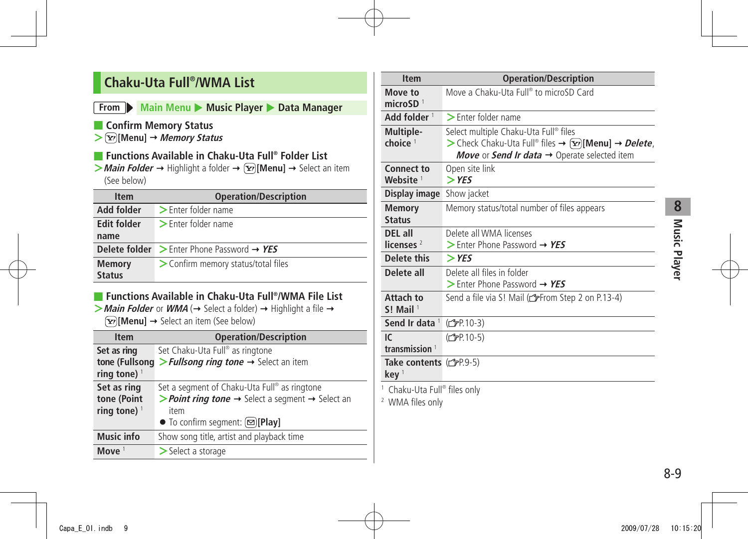## Chaku-Uta Full®/WMA List

From ▶ Main Menu ▶ Music Player ▶ Data Manager

### Confirm Memory Status

> [Menu] → *Memory Status*

### Functions Available in Chaku-Uta Full® Folder List

> *Main Folder* → Highlight a folder → [Menu] → Select an item (See below)

| Item | Operation/Description |
|---|---|
| Add folder | > Enter folder name |
| Edit folder name | > Enter folder name |
| Delete folder | > Enter Phone Password → *YES* |
| Memory Status | > Confirm memory status/total files |

### Functions Available in Chaku-Uta Full®/WMA File List

> *Main Folder* or *WMA* (→ Select a folder) → Highlight a file → [Menu] → Select an item (See below)

| Item | Operation/Description |
|---|---|
| Set as ring tone (Fullsong ring tone) [1] | Set Chaku-Uta Full® as ringtone<br>> *Fullsong ring tone* → Select an item |
| Set as ring tone (Point ring tone) [1] | Set a segment of Chaku-Uta Full® as ringtone<br>> *Point ring tone* → Select a segment → Select an item<br>● To confirm segment: [Play] |
| Music info | Show song title, artist and playback time |
| Move [1] | > Select a storage |
| Move to microSD [1] | Move a Chaku-Uta Full® to microSD Card |
| Add folder [1] | > Enter folder name |
| Multiple-choice [1] | Select multiple Chaku-Uta Full® files<br>> Check Chaku-Uta Full® files → [Menu] → *Delete*, *Move* or *Send Ir data* → Operate selected item |
| Connect to Website [1] | Open site link<br>> *YES* |
| Display image | Show jacket |
| Memory Status | Memory status/total number of files appears |
| DEL all licenses [2] | Delete all WMA licenses<br>> Enter Phone Password → *YES* |
| Delete this | > *YES* |
| Delete all | Delete all files in folder<br>> Enter Phone Password → *YES* |
| Attach to S! Mail [1] | Send a file via S! Mail (☞From Step 2 on P.13-4) |
| Send Ir data [1] | (☞P.10-3) |
| IC transmission [1] | (☞P.10-5) |
| Take contents key [1] | (☞P.9-5) |

[1] Chaku-Uta Full® files only
[2] WMA files only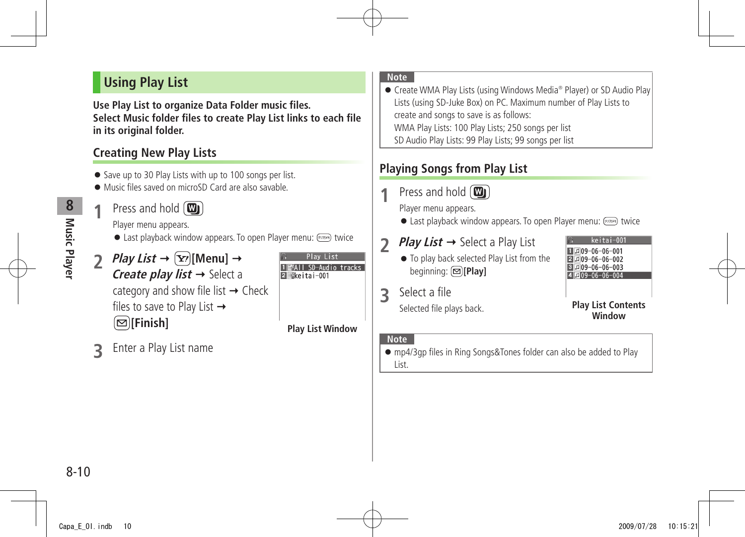## Using Play List

**Use Play List to organize Data Folder music files.**
**Select Music folder files to create Play List links to each file in its original folder.**

### Creating New Play Lists

- Save up to 30 Play Lists with up to 100 songs per list.
- Music files saved on microSD Card are also savable.

**1** Press and hold [W]

Player menu appears.

- Last playback window appears. To open Player menu: [クリア/メモ] twice

**2** ***Play List*** → [Y!]**[Menu]** → ***Create play list*** → Select a category and show file list → Check files to save to Play List → [✉]**[Finish]**

**Play List Window**

**3** Enter a Play List name

**Note**

- Create WMA Play Lists (using Windows Media® Player) or SD Audio Play Lists (using SD-Juke Box) on PC. Maximum number of Play Lists to create and songs to save is as follows:
  WMA Play Lists: 100 Play Lists; 250 songs per list
  SD Audio Play Lists: 99 Play Lists; 99 songs per list

### Playing Songs from Play List

**1** Press and hold [W]

Player menu appears.

- Last playback window appears. To open Player menu: [クリア/メモ] twice

**2** ***Play List*** → Select a Play List

- To play back selected Play List from the beginning: [✉]**[Play]**

**3** Select a file

Selected file plays back.

**Play List Contents Window**

**Note**

- mp4/3gp files in Ring Songs&Tones folder can also be added to Play List.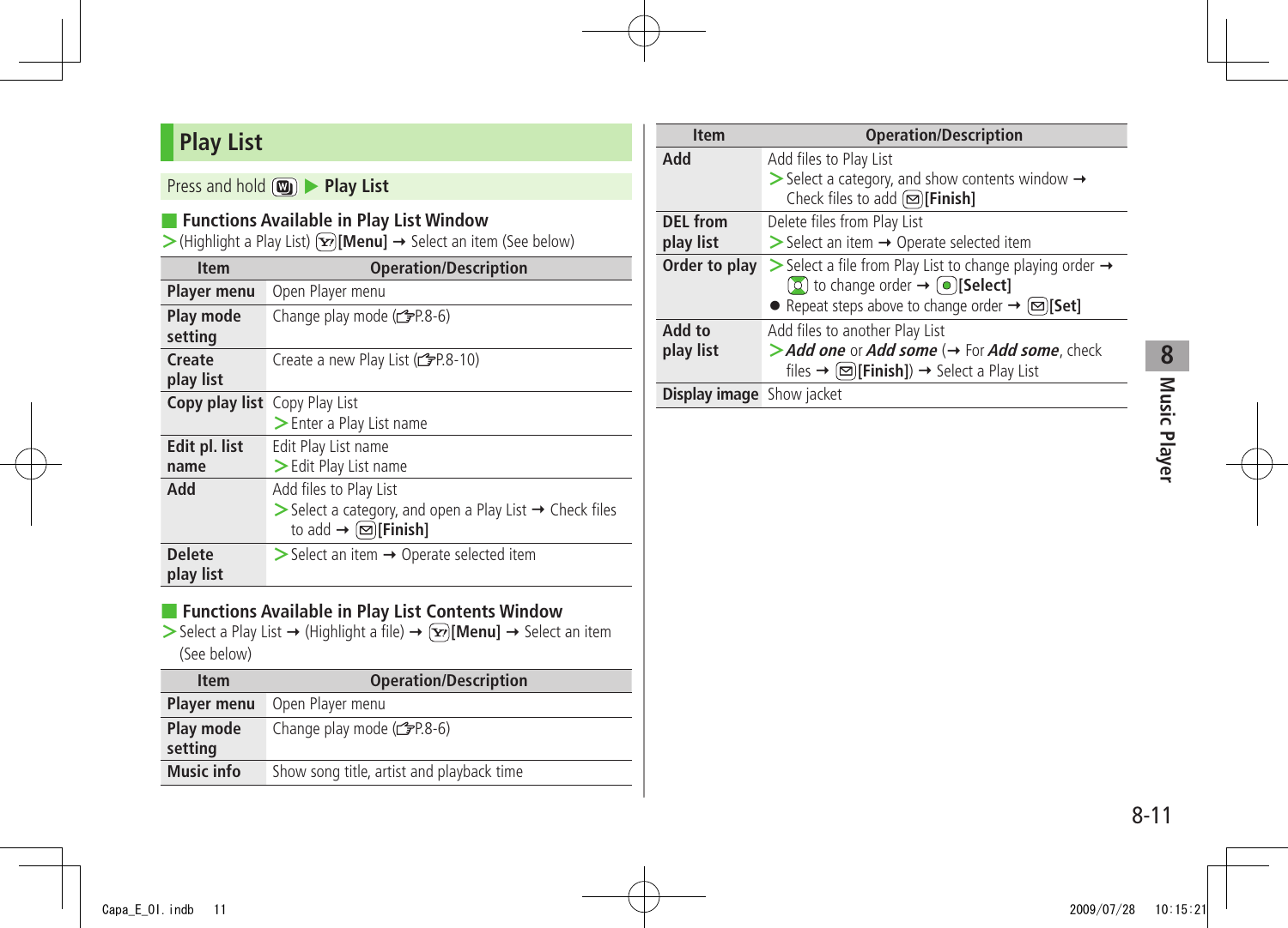## Play List

Press and hold [W] ▶ **Play List**

### Functions Available in Play List Window

> (Highlight a Play List) [Y'][**Menu**] → Select an item (See below)

| Item | Operation/Description |
|---|---|
| **Player menu** | Open Player menu |
| **Play mode setting** | Change play mode (☞P.8-6) |
| **Create play list** | Create a new Play List (☞P.8-10) |
| **Copy play list** | Copy Play List<br>> Enter a Play List name |
| **Edit pl. list name** | Edit Play List name<br>> Edit Play List name |
| **Add** | Add files to Play List<br>> Select a category, and open a Play List → Check files to add → [✉][**Finish**] |
| **Delete play list** | > Select an item → Operate selected item |

### Functions Available in Play List Contents Window

> Select a Play List → (Highlight a file) → [Y'][**Menu**] → Select an item (See below)

| Item | Operation/Description |
|---|---|
| **Player menu** | Open Player menu |
| **Play mode setting** | Change play mode (☞P.8-6) |
| **Music info** | Show song title, artist and playback time |
| **Add** | Add files to Play List<br>> Select a category, and show contents window → Check files to add [✉][**Finish**] |
| **DEL from play list** | Delete files from Play List<br>> Select an item → Operate selected item |
| **Order to play** | > Select a file from Play List to change playing order → [○] to change order → [●][**Select**]<br>● Repeat steps above to change order → [✉][**Set**] |
| **Add to play list** | Add files to another Play List<br>> ***Add one*** or ***Add some*** (→ For ***Add some***, check files → [✉][**Finish**]) → Select a Play List |
| **Display image** | Show jacket |